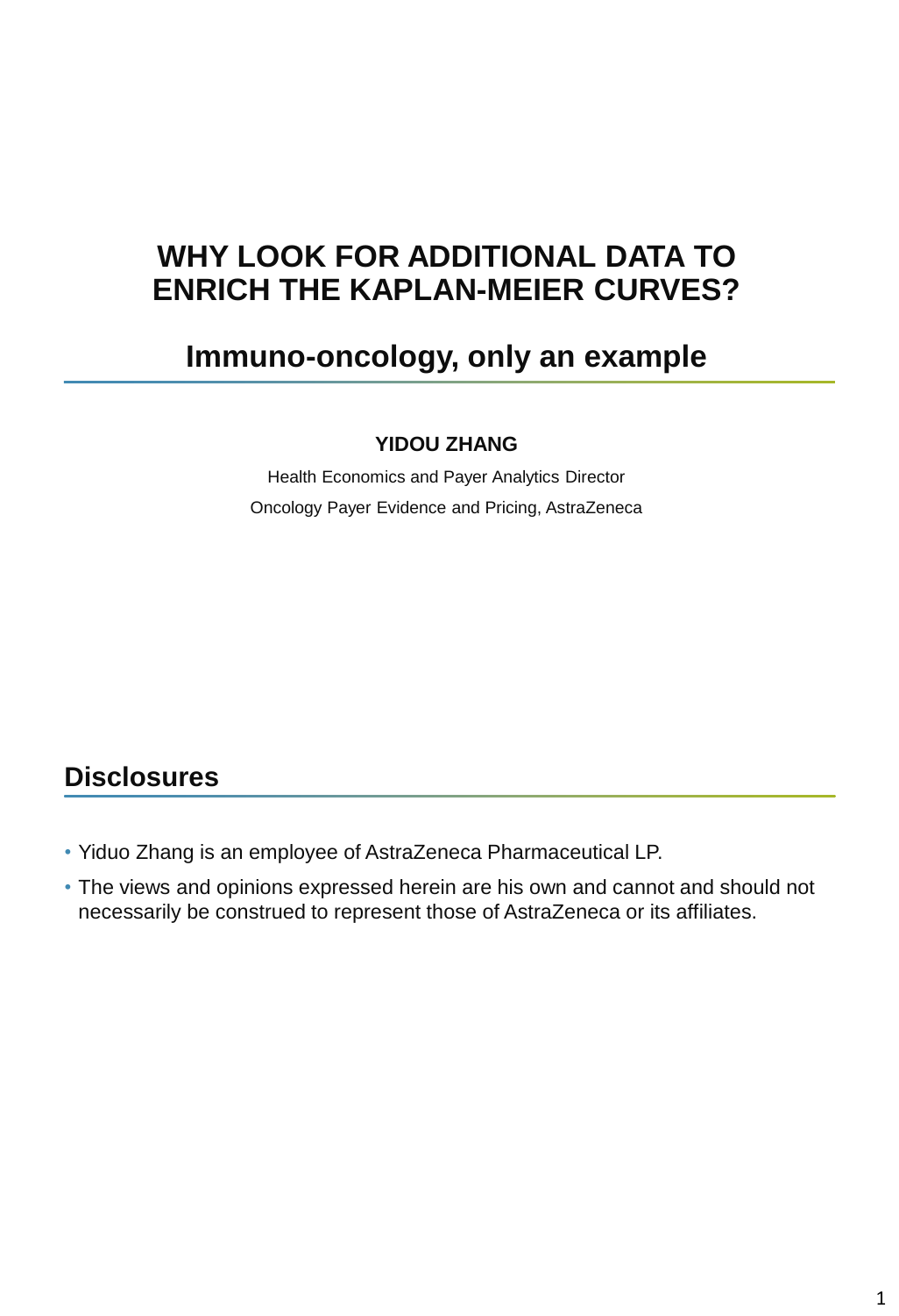# WHY LOOK FOR ADDITIONAL DATA TO ENRICH THE KAPLAN-MEIER CURVES?

## Immuno-oncology, only an example

**YIDOU ZHANG**

Health Economics and Payer Analytics Director

Oncology Payer Evidence and Pricing, AstraZeneca

## Disclosures

- Yiduo Zhang is an employee of AstraZeneca Pharmaceutical LP.
- The views and opinions expressed herein are his own and cannot and should not necessarily be construed to represent those of AstraZeneca or its affiliates.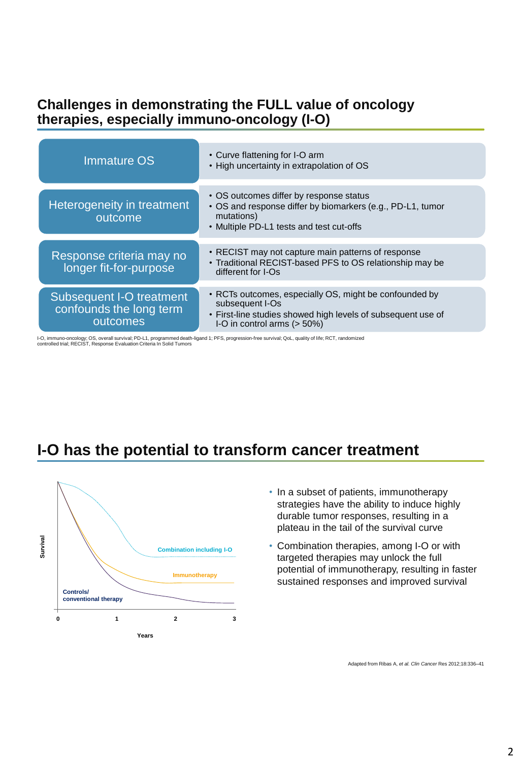## Challenges in demonstrating the FULL value of oncology therapies, especially immuno-oncology (I-O)

| Challenge | Details |
| --- | --- |
| Immature OS | • Curve flattening for I-O arm<br>• High uncertainty in extrapolation of OS |
| Heterogeneity in treatment outcome | • OS outcomes differ by response status<br>• OS and response differ by biomarkers (e.g., PD-L1, tumor mutations)<br>• Multiple PD-L1 tests and test cut-offs |
| Response criteria may no longer fit-for-purpose | • RECIST may not capture main patterns of response<br>• Traditional RECIST-based PFS to OS relationship may be different for I-Os |
| Subsequent I-O treatment confounds the long term outcomes | • RCTs outcomes, especially OS, might be confounded by subsequent I-Os<br>• First-line studies showed high levels of subsequent use of I-O in control arms (> 50%) |

I-O, immuno-oncology; OS, overall survival; PD-L1, programmed death-ligand 1; PFS, progression-free survival; QoL, quality of life; RCT, randomized controlled trial; RECIST, Response Evaluation Criteria In Solid Tumors

## I-O has the potential to transform cancer treatment

Survival

Combination including I-O

Immunotherapy

Controls/ conventional therapy

0 1 2 3

Years

- In a subset of patients, immunotherapy strategies have the ability to induce highly durable tumor responses, resulting in a plateau in the tail of the survival curve
- Combination therapies, among I-O or with targeted therapies may unlock the full potential of immunotherapy, resulting in faster sustained responses and improved survival

Adapted from Ribas A, *et al. Clin Cancer* Res 2012;18:336–41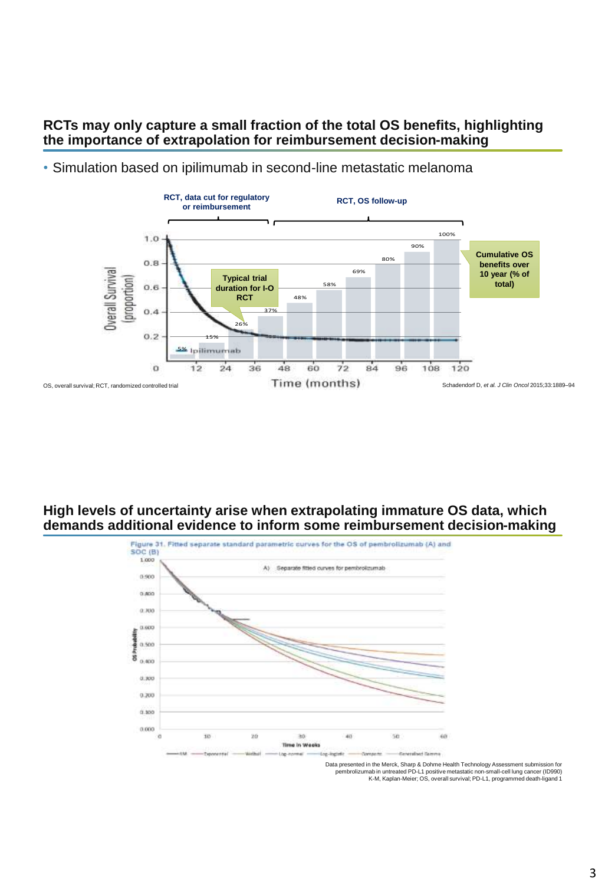## RCTs may only capture a small fraction of the total OS benefits, highlighting the importance of extrapolation for reimbursement decision-making

- Simulation based on ipilimumab in second-line metastatic melanoma

RCT, data cut for regulatory or reimbursement

RCT, OS follow-up

Typical trial duration for I-O RCT

Cumulative OS benefits over 10 year (% of total)

| Time (months) | 12 | 24 | 36 | 48 | 60 | 72 | 84 | 96 | 108 | 120 |
|---|---|---|---|---|---|---|---|---|---|---|
| Cumulative OS benefits (% of total) | 5% | 15% | 26% | 37% | 48% | 58% | 69% | 80% | 90% | 100% |

Overall Survival (proportion)

Ipilimumab

Time (months)

OS, overall survival; RCT, randomized controlled trial

Schadendorf D, *et al. J Clin Oncol* 2015;33:1889–94

## High levels of uncertainty arise when extrapolating immature OS data, which demands additional evidence to inform some reimbursement decision-making

Figure 31. Fitted separate standard parametric curves for the OS of pembrolizumab (A) and SOC (B)

A) Separate fitted curves for pembrolizumab

OS Probability

Time in Weeks

K-M, Exponential, Weibull, Log-normal, Log-logistic, Gompertz, Generalised Gamma

Data presented in the Merck, Sharp & Dohme Health Technology Assessment submission for pembrolizumab in untreated PD-L1 positive metastatic non-small-cell lung cancer (ID990)
K-M, Kaplan-Meier; OS, overall survival; PD-L1, programmed death-ligand 1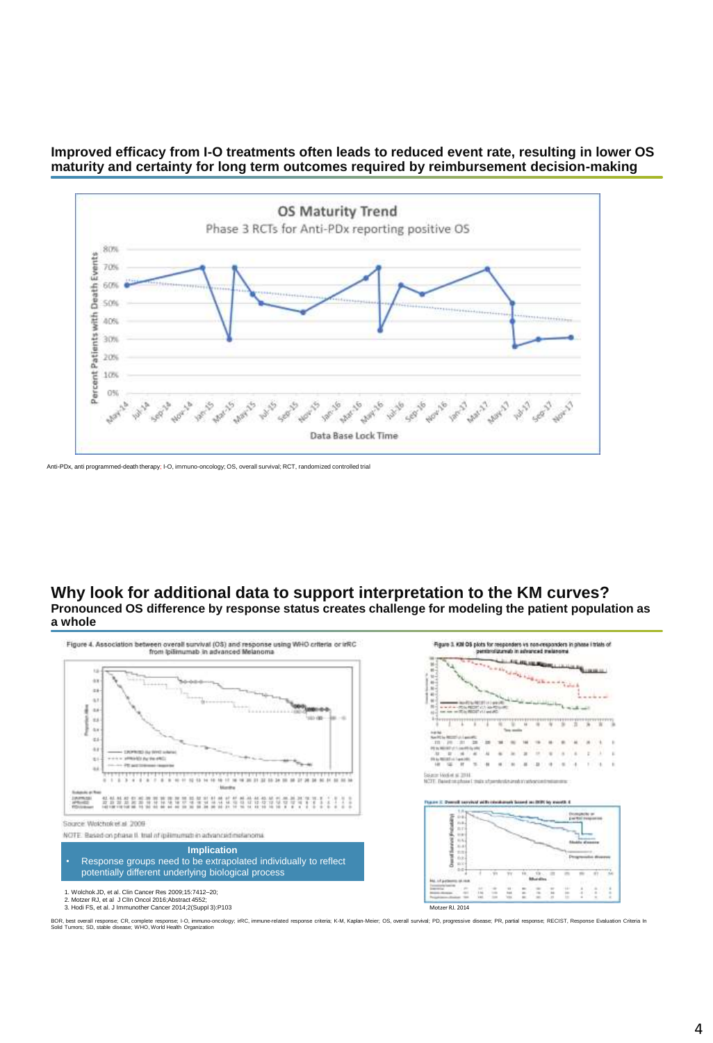**Improved efficacy from I-O treatments often leads to reduced event rate, resulting in lower OS maturity and certainty for long term outcomes required by reimbursement decision-making**

OS Maturity Trend

Phase 3 RCTs for Anti-PDx reporting positive OS

Anti-PDx, anti programmed-death therapy; I-O, immuno-oncology; OS, overall survival; RCT, randomized controlled trial

## Why look for additional data to support interpretation to the KM curves?

**Pronounced OS difference by response status creates challenge for modeling the patient population as a whole**

Figure 4. Association between overall survival (OS) and response using WHO criteria or irRC from ipilimumab in advanced Melanoma

Source: Wolchok et al. 2009

NOTE: Based on phase II trial of ipilimumab in advanced melanoma

**Implication**

- Response groups need to be extrapolated individually to reflect potentially different underlying biological process

1. Wolchok JD, et al. Clin Cancer Res 2009;15:7412–20;
2. Motzer RJ, et al J Clin Oncol 2016;Abstract 4552;
3. Hodi FS, et al. J Immunother Cancer 2014;2(Suppl 3):P103

Figure 3. KM OS plots for responders vs non-responders in phase I trials of pembrolizumab in advanced melanoma

Source: Hodi et al. 2014

NOTE: Based on phase I trials of pembrolizumab in advanced melanoma

Figure 2. Overall survival with nivolumab based on BOR by month 4

Motzer RJ. 2014

BOR, best overall response; CR, complete response; I-O, immuno-oncology; irRC, immune-related response criteria; K-M, Kaplan-Meier; OS, overall survival; PD, progressive disease; PR, partial response; RECIST, Response Evaluation Criteria In Solid Tumors; SD, stable disease; WHO, World Health Organization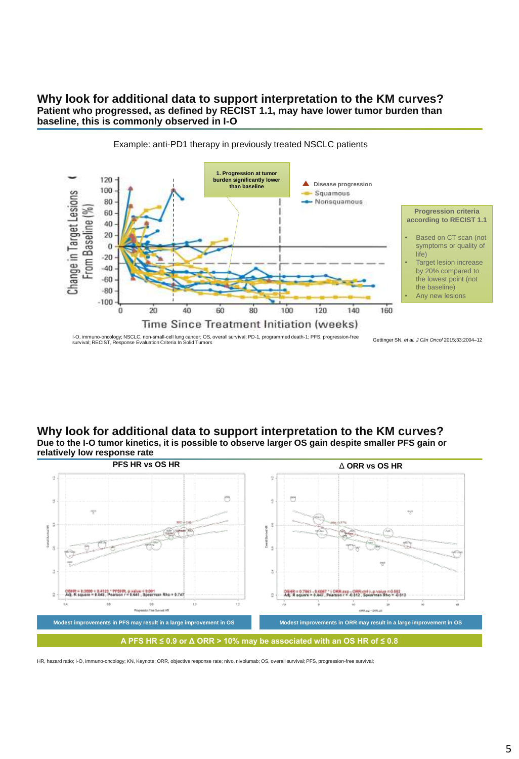## Why look for additional data to support interpretation to the KM curves?

**Patient who progressed, as defined by RECIST 1.1, may have lower tumor burden than baseline, this is commonly observed in I-O**

Example: anti-PD1 therapy in previously treated NSCLC patients

1. Progression at tumor burden significantly lower than baseline

Disease progression
Squamous
Nonsquamous

Change in Target Lesions From Baseline (%)

Time Since Treatment Initiation (weeks)

**Progression criteria according to RECIST 1.1**

- Based on CT scan (not symptoms or quality of life)
- Target lesion increase by 20% compared to the lowest point (not the baseline)
- Any new lesions

I-O, immuno-oncology; NSCLC, non-small-cell lung cancer; OS, overall survival; PD-1, programmed death-1; PFS, progression-free survival; RECIST, Response Evaluation Criteria In Solid Tumors

Gettinger SN, *et al. J Clin Oncol* 2015;33:2004–12

## Why look for additional data to support interpretation to the KM curves?

**Due to the I-O tumor kinetics, it is possible to observe larger OS gain despite smaller PFS gain or relatively low response rate**

**PFS HR vs OS HR**

**Δ ORR vs OS HR**

Modest improvements in PFS may result in a large improvement in OS

Modest improvements in ORR may result in a large improvement in OS

**A PFS HR ≤ 0.9 or Δ ORR > 10% may be associated with an OS HR of ≤ 0.8**

HR, hazard ratio; I-O, immuno-oncology; KN, Keynote; ORR, objective response rate; nivo, nivolumab; OS, overall survival; PFS, progression-free survival;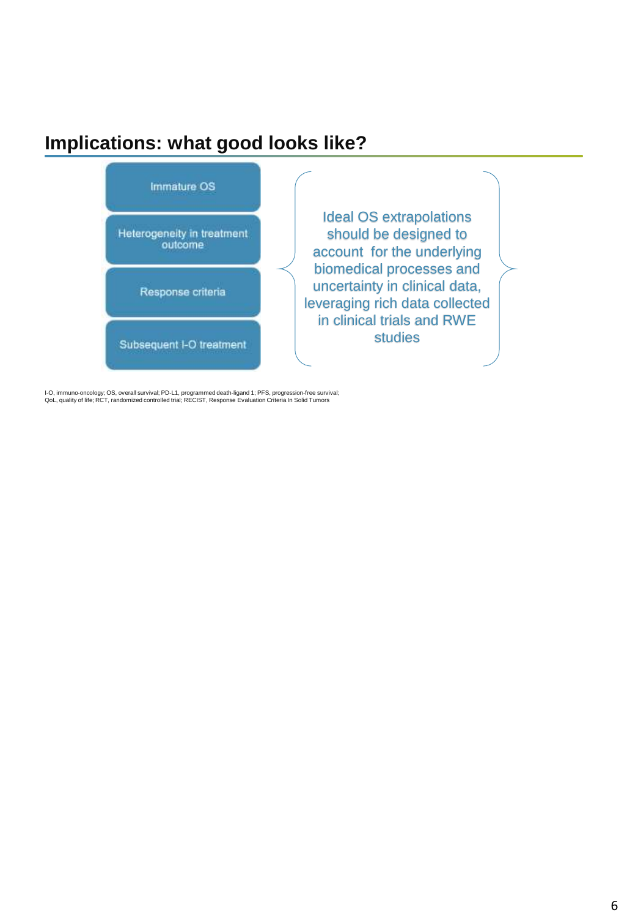## Implications: what good looks like?

Immature OS

Heterogeneity in treatment outcome

Response criteria

Subsequent I-O treatment

Ideal OS extrapolations should be designed to account for the underlying biomedical processes and uncertainty in clinical data, leveraging rich data collected in clinical trials and RWE studies

I-O, immuno-oncology; OS, overall survival; PD-L1, programmed death-ligand 1; PFS, progression-free survival; QoL, quality of life; RCT, randomized controlled trial; RECIST, Response Evaluation Criteria In Solid Tumors